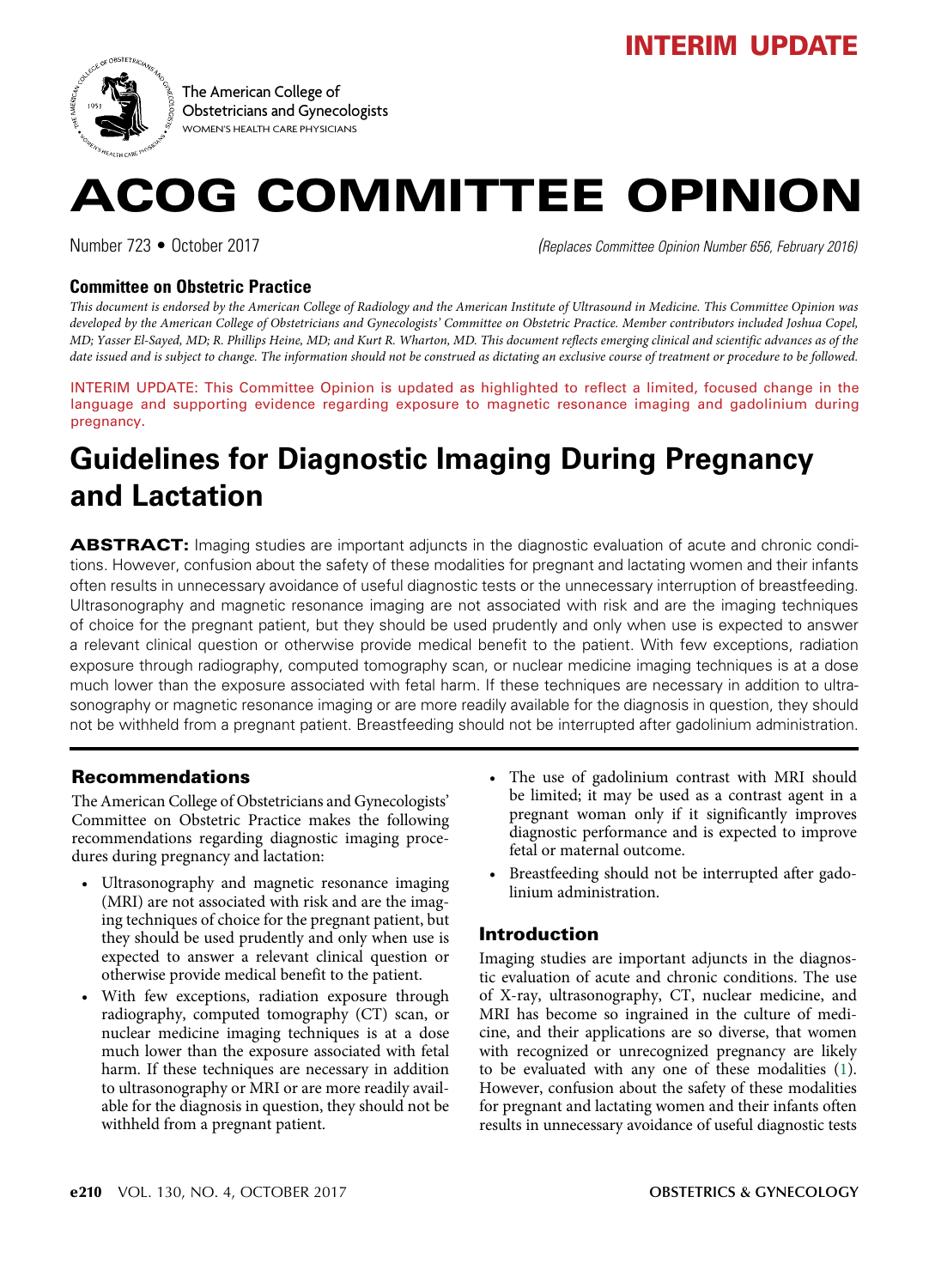INTERIM UPDATE

The American College of Obstetricians and Gynecologists
WOMEN'S HEALTH CARE PHYSICIANS

# ACOG COMMITTEE OPINION

Number 723 • October 2017 *(Replaces Committee Opinion Number 656, February 2016)*

**Committee on Obstetric Practice**

*This document is endorsed by the American College of Radiology and the American Institute of Ultrasound in Medicine. This Committee Opinion was developed by the American College of Obstetricians and Gynecologists' Committee on Obstetric Practice. Member contributors included Joshua Copel, MD; Yasser El-Sayed, MD; R. Phillips Heine, MD; and Kurt R. Wharton, MD. This document reflects emerging clinical and scientific advances as of the date issued and is subject to change. The information should not be construed as dictating an exclusive course of treatment or procedure to be followed.*

INTERIM UPDATE: This Committee Opinion is updated as highlighted to reflect a limited, focused change in the language and supporting evidence regarding exposure to magnetic resonance imaging and gadolinium during pregnancy.

# Guidelines for Diagnostic Imaging During Pregnancy and Lactation

**ABSTRACT:** Imaging studies are important adjuncts in the diagnostic evaluation of acute and chronic conditions. However, confusion about the safety of these modalities for pregnant and lactating women and their infants often results in unnecessary avoidance of useful diagnostic tests or the unnecessary interruption of breastfeeding. Ultrasonography and magnetic resonance imaging are not associated with risk and are the imaging techniques of choice for the pregnant patient, but they should be used prudently and only when use is expected to answer a relevant clinical question or otherwise provide medical benefit to the patient. With few exceptions, radiation exposure through radiography, computed tomography scan, or nuclear medicine imaging techniques is at a dose much lower than the exposure associated with fetal harm. If these techniques are necessary in addition to ultrasonography or magnetic resonance imaging or are more readily available for the diagnosis in question, they should not be withheld from a pregnant patient. Breastfeeding should not be interrupted after gadolinium administration.

## Recommendations

The American College of Obstetricians and Gynecologists' Committee on Obstetric Practice makes the following recommendations regarding diagnostic imaging procedures during pregnancy and lactation:

- Ultrasonography and magnetic resonance imaging (MRI) are not associated with risk and are the imaging techniques of choice for the pregnant patient, but they should be used prudently and only when use is expected to answer a relevant clinical question or otherwise provide medical benefit to the patient.
- With few exceptions, radiation exposure through radiography, computed tomography (CT) scan, or nuclear medicine imaging techniques is at a dose much lower than the exposure associated with fetal harm. If these techniques are necessary in addition to ultrasonography or MRI or are more readily available for the diagnosis in question, they should not be withheld from a pregnant patient.
- The use of gadolinium contrast with MRI should be limited; it may be used as a contrast agent in a pregnant woman only if it significantly improves diagnostic performance and is expected to improve fetal or maternal outcome.
- Breastfeeding should not be interrupted after gadolinium administration.

## Introduction

Imaging studies are important adjuncts in the diagnostic evaluation of acute and chronic conditions. The use of X-ray, ultrasonography, CT, nuclear medicine, and MRI has become so ingrained in the culture of medicine, and their applications are so diverse, that women with recognized or unrecognized pregnancy are likely to be evaluated with any one of these modalities (1). However, confusion about the safety of these modalities for pregnant and lactating women and their infants often results in unnecessary avoidance of useful diagnostic tests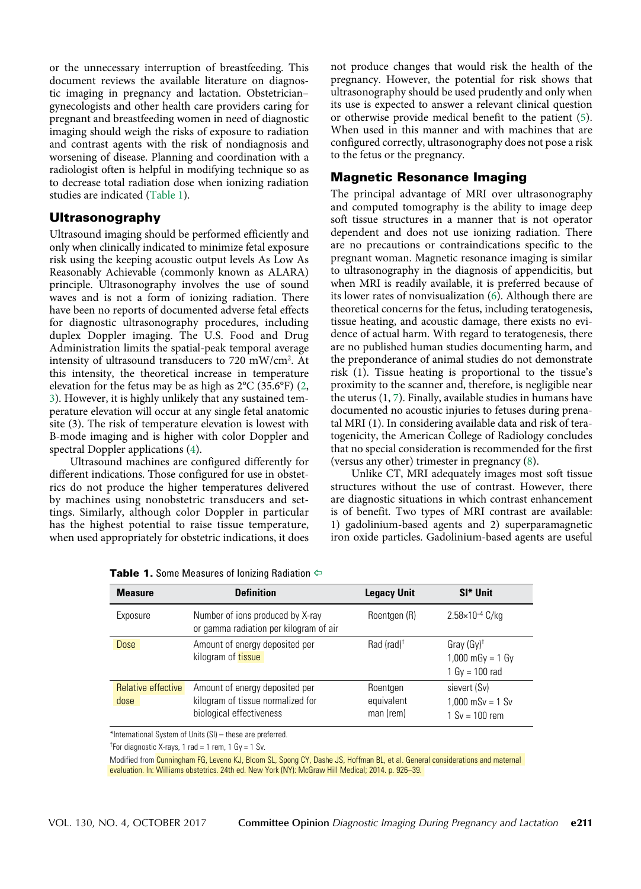or the unnecessary interruption of breastfeeding. This document reviews the available literature on diagnostic imaging in pregnancy and lactation. Obstetrician–gynecologists and other health care providers caring for pregnant and breastfeeding women in need of diagnostic imaging should weigh the risks of exposure to radiation and contrast agents with the risk of nondiagnosis and worsening of disease. Planning and coordination with a radiologist often is helpful in modifying technique so as to decrease total radiation dose when ionizing radiation studies are indicated (Table 1).

## Ultrasonography

Ultrasound imaging should be performed efficiently and only when clinically indicated to minimize fetal exposure risk using the keeping acoustic output levels As Low As Reasonably Achievable (commonly known as ALARA) principle. Ultrasonography involves the use of sound waves and is not a form of ionizing radiation. There have been no reports of documented adverse fetal effects for diagnostic ultrasonography procedures, including duplex Doppler imaging. The U.S. Food and Drug Administration limits the spatial-peak temporal average intensity of ultrasound transducers to 720 mW/cm$^2$. At this intensity, the theoretical increase in temperature elevation for the fetus may be as high as 2°C (35.6°F) (2, 3). However, it is highly unlikely that any sustained temperature elevation will occur at any single fetal anatomic site (3). The risk of temperature elevation is lowest with B-mode imaging and is higher with color Doppler and spectral Doppler applications (4).

Ultrasound machines are configured differently for different indications. Those configured for use in obstetrics do not produce the higher temperatures delivered by machines using nonobstetric transducers and settings. Similarly, although color Doppler in particular has the highest potential to raise tissue temperature, when used appropriately for obstetric indications, it does not produce changes that would risk the health of the pregnancy. However, the potential for risk shows that ultrasonography should be used prudently and only when its use is expected to answer a relevant clinical question or otherwise provide medical benefit to the patient (5). When used in this manner and with machines that are configured correctly, ultrasonography does not pose a risk to the fetus or the pregnancy.

## Magnetic Resonance Imaging

The principal advantage of MRI over ultrasonography and computed tomography is the ability to image deep soft tissue structures in a manner that is not operator dependent and does not use ionizing radiation. There are no precautions or contraindications specific to the pregnant woman. Magnetic resonance imaging is similar to ultrasonography in the diagnosis of appendicitis, but when MRI is readily available, it is preferred because of its lower rates of nonvisualization (6). Although there are theoretical concerns for the fetus, including teratogenesis, tissue heating, and acoustic damage, there exists no evidence of actual harm. With regard to teratogenesis, there are no published human studies documenting harm, and the preponderance of animal studies do not demonstrate risk (1). Tissue heating is proportional to the tissue's proximity to the scanner and, therefore, is negligible near the uterus (1, 7). Finally, available studies in humans have documented no acoustic injuries to fetuses during prenatal MRI (1). In considering available data and risk of teratogenicity, the American College of Radiology concludes that no special consideration is recommended for the first (versus any other) trimester in pregnancy (8).

Unlike CT, MRI adequately images most soft tissue structures without the use of contrast. However, there are diagnostic situations in which contrast enhancement is of benefit. Two types of MRI contrast are available: 1) gadolinium-based agents and 2) superparamagnetic iron oxide particles. Gadolinium-based agents are useful

**Table 1.** Some Measures of Ionizing Radiation

| Measure | Definition | Legacy Unit | SI* Unit |
|---|---|---|---|
| Exposure | Number of ions produced by X-ray or gamma radiation per kilogram of air | Roentgen (R) | $2.58 \times 10^{-4}$ C/kg |
| Dose | Amount of energy deposited per kilogram of tissue | Rad (rad)[†] | Gray (Gy)[†]<br>1,000 mGy = 1 Gy<br>1 Gy = 100 rad |
| Relative effective dose | Amount of energy deposited per kilogram of tissue normalized for biological effectiveness | Roentgen equivalent man (rem) | sievert (Sv)<br>1,000 mSv = 1 Sv<br>1 Sv = 100 rem |

*International System of Units (SI) – these are preferred.

[†]For diagnostic X-rays, 1 rad = 1 rem, 1 Gy = 1 Sv.

Modified from Cunningham FG, Leveno KJ, Bloom SL, Spong CY, Dashe JS, Hoffman BL, et al. General considerations and maternal evaluation. In: Williams obstetrics. 24th ed. New York (NY): McGraw Hill Medical; 2014. p. 926–39.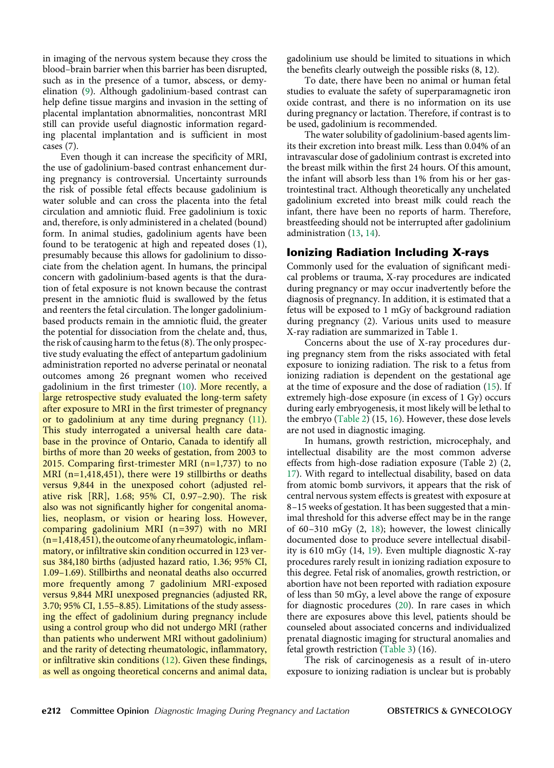in imaging of the nervous system because they cross the blood–brain barrier when this barrier has been disrupted, such as in the presence of a tumor, abscess, or demyelination (9). Although gadolinium-based contrast can help define tissue margins and invasion in the setting of placental implantation abnormalities, noncontrast MRI still can provide useful diagnostic information regarding placental implantation and is sufficient in most cases (7).

Even though it can increase the specificity of MRI, the use of gadolinium-based contrast enhancement during pregnancy is controversial. Uncertainty surrounds the risk of possible fetal effects because gadolinium is water soluble and can cross the placenta into the fetal circulation and amniotic fluid. Free gadolinium is toxic and, therefore, is only administered in a chelated (bound) form. In animal studies, gadolinium agents have been found to be teratogenic at high and repeated doses (1), presumably because this allows for gadolinium to dissociate from the chelation agent. In humans, the principal concern with gadolinium-based agents is that the duration of fetal exposure is not known because the contrast present in the amniotic fluid is swallowed by the fetus and reenters the fetal circulation. The longer gadolinium-based products remain in the amniotic fluid, the greater the potential for dissociation from the chelate and, thus, the risk of causing harm to the fetus (8). The only prospective study evaluating the effect of antepartum gadolinium administration reported no adverse perinatal or neonatal outcomes among 26 pregnant women who received gadolinium in the first trimester (10). More recently, a large retrospective study evaluated the long-term safety after exposure to MRI in the first trimester of pregnancy or to gadolinium at any time during pregnancy (11). This study interrogated a universal health care database in the province of Ontario, Canada to identify all births of more than 20 weeks of gestation, from 2003 to 2015. Comparing first-trimester MRI (n=1,737) to no MRI (n=1,418,451), there were 19 stillbirths or deaths versus 9,844 in the unexposed cohort (adjusted relative risk [RR], 1.68; 95% CI, 0.97–2.90). The risk also was not significantly higher for congenital anomalies, neoplasm, or vision or hearing loss. However, comparing gadolinium MRI (n=397) with no MRI (n=1,418,451), the outcome of any rheumatologic, inflammatory, or infiltrative skin condition occurred in 123 versus 384,180 births (adjusted hazard ratio, 1.36; 95% CI, 1.09–1.69). Stillbirths and neonatal deaths also occurred more frequently among 7 gadolinium MRI-exposed versus 9,844 MRI unexposed pregnancies (adjusted RR, 3.70; 95% CI, 1.55–8.85). Limitations of the study assessing the effect of gadolinium during pregnancy include using a control group who did not undergo MRI (rather than patients who underwent MRI without gadolinium) and the rarity of detecting rheumatologic, inflammatory, or infiltrative skin conditions (12). Given these findings, as well as ongoing theoretical concerns and animal data, gadolinium use should be limited to situations in which the benefits clearly outweigh the possible risks (8, 12).

To date, there have been no animal or human fetal studies to evaluate the safety of superparamagnetic iron oxide contrast, and there is no information on its use during pregnancy or lactation. Therefore, if contrast is to be used, gadolinium is recommended.

The water solubility of gadolinium-based agents limits their excretion into breast milk. Less than 0.04% of an intravascular dose of gadolinium contrast is excreted into the breast milk within the first 24 hours. Of this amount, the infant will absorb less than 1% from his or her gastrointestinal tract. Although theoretically any unchelated gadolinium excreted into breast milk could reach the infant, there have been no reports of harm. Therefore, breastfeeding should not be interrupted after gadolinium administration (13, 14).

## Ionizing Radiation Including X-rays

Commonly used for the evaluation of significant medical problems or trauma, X-ray procedures are indicated during pregnancy or may occur inadvertently before the diagnosis of pregnancy. In addition, it is estimated that a fetus will be exposed to 1 mGy of background radiation during pregnancy (2). Various units used to measure X-ray radiation are summarized in Table 1.

Concerns about the use of X-ray procedures during pregnancy stem from the risks associated with fetal exposure to ionizing radiation. The risk to a fetus from ionizing radiation is dependent on the gestational age at the time of exposure and the dose of radiation (15). If extremely high-dose exposure (in excess of 1 Gy) occurs during early embryogenesis, it most likely will be lethal to the embryo (Table 2) (15, 16). However, these dose levels are not used in diagnostic imaging.

In humans, growth restriction, microcephaly, and intellectual disability are the most common adverse effects from high-dose radiation exposure (Table 2) (2, 17). With regard to intellectual disability, based on data from atomic bomb survivors, it appears that the risk of central nervous system effects is greatest with exposure at 8–15 weeks of gestation. It has been suggested that a minimal threshold for this adverse effect may be in the range of 60–310 mGy (2, 18); however, the lowest clinically documented dose to produce severe intellectual disability is 610 mGy (14, 19). Even multiple diagnostic X-ray procedures rarely result in ionizing radiation exposure to this degree. Fetal risk of anomalies, growth restriction, or abortion have not been reported with radiation exposure of less than 50 mGy, a level above the range of exposure for diagnostic procedures (20). In rare cases in which there are exposures above this level, patients should be counseled about associated concerns and individualized prenatal diagnostic imaging for structural anomalies and fetal growth restriction (Table 3) (16).

The risk of carcinogenesis as a result of in-utero exposure to ionizing radiation is unclear but is probably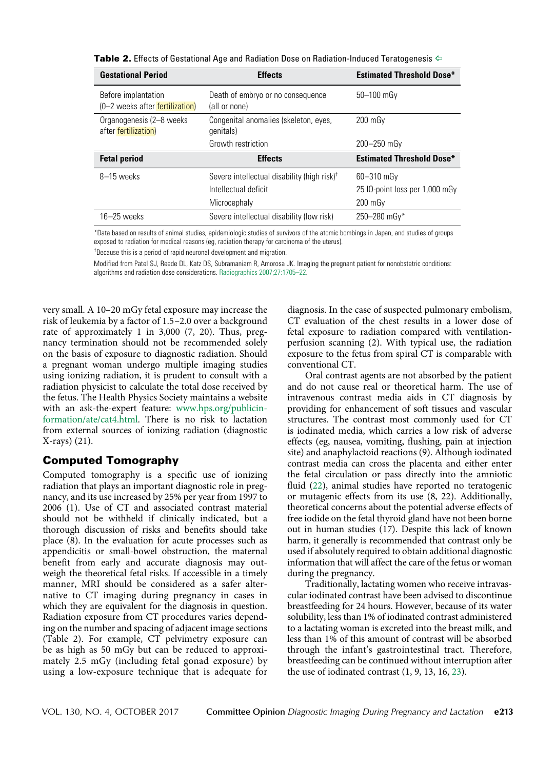**Table 2.** Effects of Gestational Age and Radiation Dose on Radiation-Induced Teratogenesis

| Gestational Period | Effects | Estimated Threshold Dose* |
|---|---|---|
| Before implantation (0–2 weeks after fertilization) | Death of embryo or no consequence (all or none) | 50–100 mGy |
| Organogenesis (2–8 weeks after fertilization) | Congenital anomalies (skeleton, eyes, genitals) | 200 mGy |
| | Growth restriction | 200–250 mGy |
| **Fetal period** | **Effects** | **Estimated Threshold Dose*** |
| 8–15 weeks | Severe intellectual disability (high risk)[†] | 60–310 mGy |
| | Intellectual deficit | 25 IQ-point loss per 1,000 mGy |
| | Microcephaly | 200 mGy |
| 16–25 weeks | Severe intellectual disability (low risk) | 250–280 mGy* |

*Data based on results of animal studies, epidemiologic studies of survivors of the atomic bombings in Japan, and studies of groups exposed to radiation for medical reasons (eg, radiation therapy for carcinoma of the uterus).

[†]Because this is a period of rapid neuronal development and migration.

Modified from Patel SJ, Reede DL, Katz DS, Subramaniam R, Amorosa JK. Imaging the pregnant patient for nonobstetric conditions: algorithms and radiation dose considerations. Radiographics 2007;27:1705–22.

very small. A 10–20 mGy fetal exposure may increase the risk of leukemia by a factor of 1.5–2.0 over a background rate of approximately 1 in 3,000 (7, 20). Thus, pregnancy termination should not be recommended solely on the basis of exposure to diagnostic radiation. Should a pregnant woman undergo multiple imaging studies using ionizing radiation, it is prudent to consult with a radiation physicist to calculate the total dose received by the fetus. The Health Physics Society maintains a website with an ask-the-expert feature: www.hps.org/publicinformation/ate/cat4.html. There is no risk to lactation from external sources of ionizing radiation (diagnostic X-rays) (21).

## Computed Tomography

Computed tomography is a specific use of ionizing radiation that plays an important diagnostic role in pregnancy, and its use increased by 25% per year from 1997 to 2006 (1). Use of CT and associated contrast material should not be withheld if clinically indicated, but a thorough discussion of risks and benefits should take place (8). In the evaluation for acute processes such as appendicitis or small-bowel obstruction, the maternal benefit from early and accurate diagnosis may outweigh the theoretical fetal risks. If accessible in a timely manner, MRI should be considered as a safer alternative to CT imaging during pregnancy in cases in which they are equivalent for the diagnosis in question. Radiation exposure from CT procedures varies depending on the number and spacing of adjacent image sections (Table 2). For example, CT pelvimetry exposure can be as high as 50 mGy but can be reduced to approximately 2.5 mGy (including fetal gonad exposure) by using a low-exposure technique that is adequate for diagnosis. In the case of suspected pulmonary embolism, CT evaluation of the chest results in a lower dose of fetal exposure to radiation compared with ventilation-perfusion scanning (2). With typical use, the radiation exposure to the fetus from spiral CT is comparable with conventional CT.

Oral contrast agents are not absorbed by the patient and do not cause real or theoretical harm. The use of intravenous contrast media aids in CT diagnosis by providing for enhancement of soft tissues and vascular structures. The contrast most commonly used for CT is iodinated media, which carries a low risk of adverse effects (eg, nausea, vomiting, flushing, pain at injection site) and anaphylactoid reactions (9). Although iodinated contrast media can cross the placenta and either enter the fetal circulation or pass directly into the amniotic fluid (22), animal studies have reported no teratogenic or mutagenic effects from its use (8, 22). Additionally, theoretical concerns about the potential adverse effects of free iodide on the fetal thyroid gland have not been borne out in human studies (17). Despite this lack of known harm, it generally is recommended that contrast only be used if absolutely required to obtain additional diagnostic information that will affect the care of the fetus or woman during the pregnancy.

Traditionally, lactating women who receive intravascular iodinated contrast have been advised to discontinue breastfeeding for 24 hours. However, because of its water solubility, less than 1% of iodinated contrast administered to a lactating woman is excreted into the breast milk, and less than 1% of this amount of contrast will be absorbed through the infant's gastrointestinal tract. Therefore, breastfeeding can be continued without interruption after the use of iodinated contrast (1, 9, 13, 16, 23).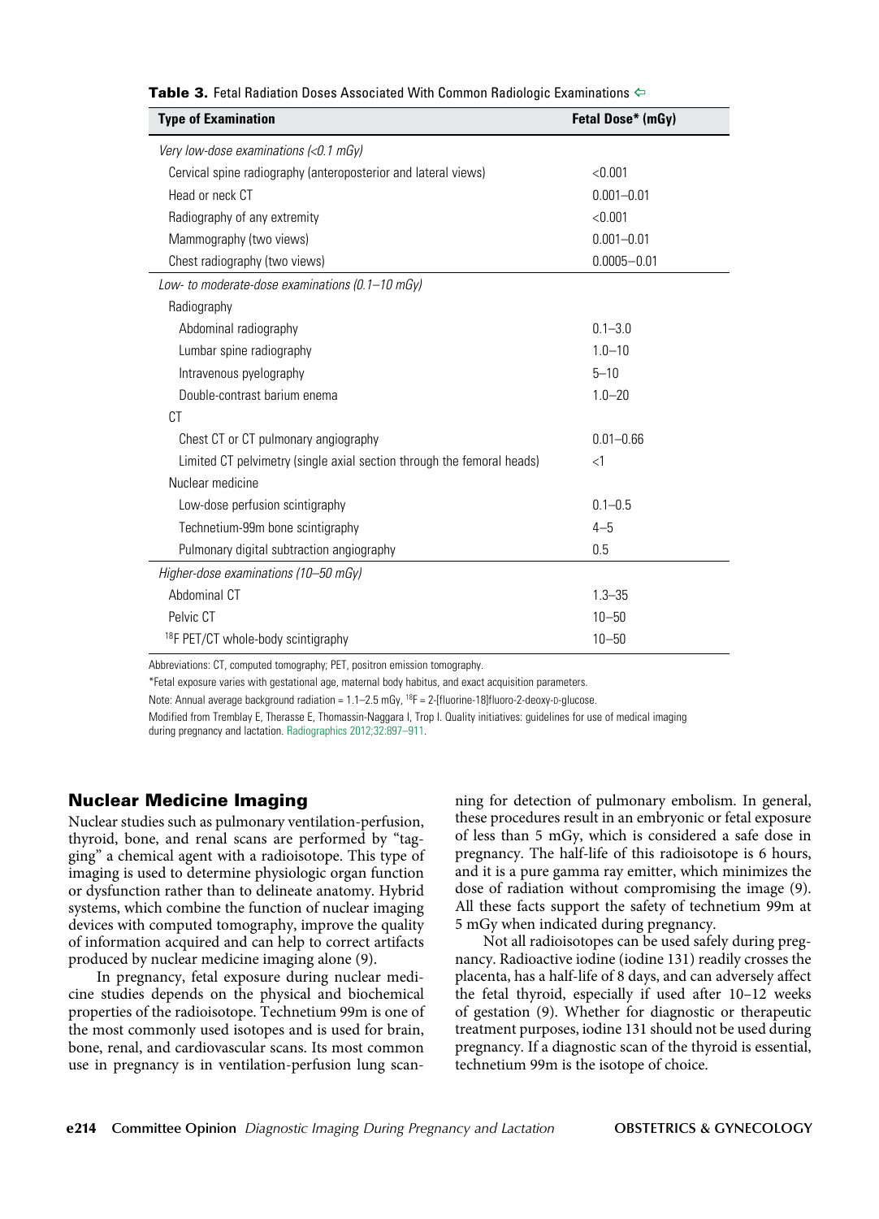**Table 3.** Fetal Radiation Doses Associated With Common Radiologic Examinations

| Type of Examination | Fetal Dose* (mGy) |
|---|---|
| *Very low-dose examinations (<0.1 mGy)* | |
| Cervical spine radiography (anteroposterior and lateral views) | <0.001 |
| Head or neck CT | 0.001–0.01 |
| Radiography of any extremity | <0.001 |
| Mammography (two views) | 0.001–0.01 |
| Chest radiography (two views) | 0.0005–0.01 |
| *Low- to moderate-dose examinations (0.1–10 mGy)* | |
| Radiography | |
| Abdominal radiography | 0.1–3.0 |
| Lumbar spine radiography | 1.0–10 |
| Intravenous pyelography | 5–10 |
| Double-contrast barium enema | 1.0–20 |
| CT | |
| Chest CT or CT pulmonary angiography | 0.01–0.66 |
| Limited CT pelvimetry (single axial section through the femoral heads) | <1 |
| Nuclear medicine | |
| Low-dose perfusion scintigraphy | 0.1–0.5 |
| Technetium-99m bone scintigraphy | 4–5 |
| Pulmonary digital subtraction angiography | 0.5 |
| *Higher-dose examinations (10–50 mGy)* | |
| Abdominal CT | 1.3–35 |
| Pelvic CT | 10–50 |
| $^{18}$F PET/CT whole-body scintigraphy | 10–50 |

Abbreviations: CT, computed tomography; PET, positron emission tomography.

*Fetal exposure varies with gestational age, maternal body habitus, and exact acquisition parameters.

Note: Annual average background radiation = 1.1–2.5 mGy, $^{18}$F = 2-[fluorine-18]fluoro-2-deoxy-D-glucose.

Modified from Tremblay E, Therasse E, Thomassin-Naggara I, Trop I. Quality initiatives: guidelines for use of medical imaging during pregnancy and lactation. Radiographics 2012;32:897–911.

## Nuclear Medicine Imaging

Nuclear studies such as pulmonary ventilation-perfusion, thyroid, bone, and renal scans are performed by "tagging" a chemical agent with a radioisotope. This type of imaging is used to determine physiologic organ function or dysfunction rather than to delineate anatomy. Hybrid systems, which combine the function of nuclear imaging devices with computed tomography, improve the quality of information acquired and can help to correct artifacts produced by nuclear medicine imaging alone (9).

In pregnancy, fetal exposure during nuclear medicine studies depends on the physical and biochemical properties of the radioisotope. Technetium 99m is one of the most commonly used isotopes and is used for brain, bone, renal, and cardiovascular scans. Its most common use in pregnancy is in ventilation-perfusion lung scanning for detection of pulmonary embolism. In general, these procedures result in an embryonic or fetal exposure of less than 5 mGy, which is considered a safe dose in pregnancy. The half-life of this radioisotope is 6 hours, and it is a pure gamma ray emitter, which minimizes the dose of radiation without compromising the image (9). All these facts support the safety of technetium 99m at 5 mGy when indicated during pregnancy.

Not all radioisotopes can be used safely during pregnancy. Radioactive iodine (iodine 131) readily crosses the placenta, has a half-life of 8 days, and can adversely affect the fetal thyroid, especially if used after 10–12 weeks of gestation (9). Whether for diagnostic or therapeutic treatment purposes, iodine 131 should not be used during pregnancy. If a diagnostic scan of the thyroid is essential, technetium 99m is the isotope of choice.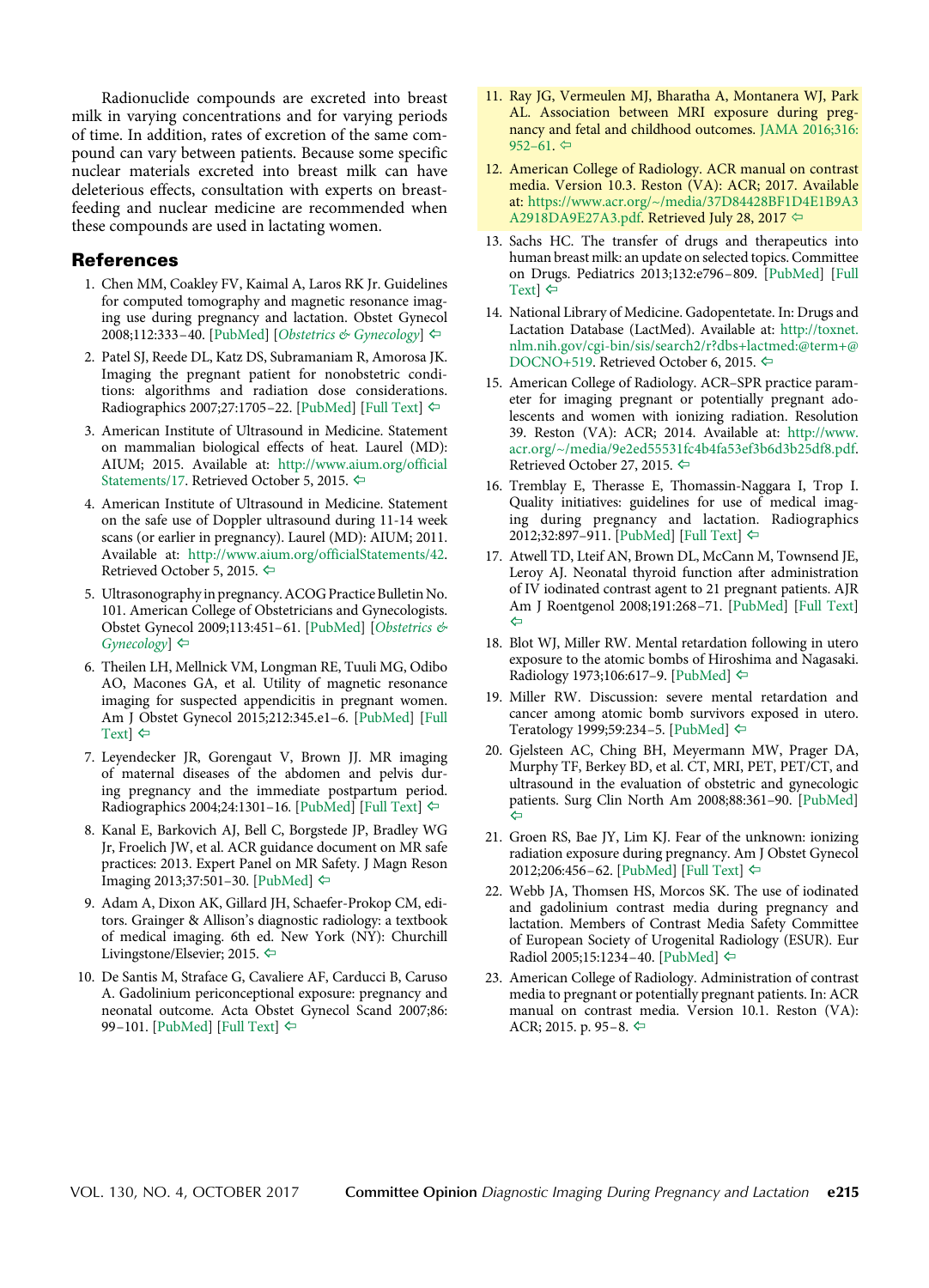Radionuclide compounds are excreted into breast milk in varying concentrations and for varying periods of time. In addition, rates of excretion of the same compound can vary between patients. Because some specific nuclear materials excreted into breast milk can have deleterious effects, consultation with experts on breastfeeding and nuclear medicine are recommended when these compounds are used in lactating women.

## References

1. Chen MM, Coakley FV, Kaimal A, Laros RK Jr. Guidelines for computed tomography and magnetic resonance imaging use during pregnancy and lactation. Obstet Gynecol 2008;112:333–40. [PubMed] [*Obstetrics & Gynecology*] ⇦
2. Patel SJ, Reede DL, Katz DS, Subramaniam R, Amorosa JK. Imaging the pregnant patient for nonobstetric conditions: algorithms and radiation dose considerations. Radiographics 2007;27:1705–22. [PubMed] [Full Text] ⇦
3. American Institute of Ultrasound in Medicine. Statement on mammalian biological effects of heat. Laurel (MD): AIUM; 2015. Available at: http://www.aium.org/officialStatements/17. Retrieved October 5, 2015. ⇦
4. American Institute of Ultrasound in Medicine. Statement on the safe use of Doppler ultrasound during 11-14 week scans (or earlier in pregnancy). Laurel (MD): AIUM; 2011. Available at: http://www.aium.org/officialStatements/42. Retrieved October 5, 2015. ⇦
5. Ultrasonography in pregnancy. ACOG Practice Bulletin No. 101. American College of Obstetricians and Gynecologists. Obstet Gynecol 2009;113:451–61. [PubMed] [*Obstetrics & Gynecology*] ⇦
6. Theilen LH, Mellnick VM, Longman RE, Tuuli MG, Odibo AO, Macones GA, et al. Utility of magnetic resonance imaging for suspected appendicitis in pregnant women. Am J Obstet Gynecol 2015;212:345.e1–6. [PubMed] [Full Text] ⇦
7. Leyendecker JR, Gorengaut V, Brown JJ. MR imaging of maternal diseases of the abdomen and pelvis during pregnancy and the immediate postpartum period. Radiographics 2004;24:1301–16. [PubMed] [Full Text] ⇦
8. Kanal E, Barkovich AJ, Bell C, Borgstede JP, Bradley WG Jr, Froelich JW, et al. ACR guidance document on MR safe practices: 2013. Expert Panel on MR Safety. J Magn Reson Imaging 2013;37:501–30. [PubMed] ⇦
9. Adam A, Dixon AK, Gillard JH, Schaefer-Prokop CM, editors. Grainger & Allison's diagnostic radiology: a textbook of medical imaging. 6th ed. New York (NY): Churchill Livingstone/Elsevier; 2015. ⇦
10. De Santis M, Straface G, Cavaliere AF, Carducci B, Caruso A. Gadolinium periconceptional exposure: pregnancy and neonatal outcome. Acta Obstet Gynecol Scand 2007;86:99–101. [PubMed] [Full Text] ⇦
11. Ray JG, Vermeulen MJ, Bharatha A, Montanera WJ, Park AL. Association between MRI exposure during pregnancy and fetal and childhood outcomes. JAMA 2016;316:952–61. ⇦
12. American College of Radiology. ACR manual on contrast media. Version 10.3. Reston (VA): ACR; 2017. Available at: https://www.acr.org/~/media/37D84428BF1D4E1B9A3A2918DA9E27A3.pdf. Retrieved July 28, 2017 ⇦
13. Sachs HC. The transfer of drugs and therapeutics into human breast milk: an update on selected topics. Committee on Drugs. Pediatrics 2013;132:e796–809. [PubMed] [Full Text] ⇦
14. National Library of Medicine. Gadopentetate. In: Drugs and Lactation Database (LactMed). Available at: http://toxnet.nlm.nih.gov/cgi-bin/sis/search2/r?dbs+lactmed:@term+@DOCNO+519. Retrieved October 6, 2015. ⇦
15. American College of Radiology. ACR–SPR practice parameter for imaging pregnant or potentially pregnant adolescents and women with ionizing radiation. Resolution 39. Reston (VA): ACR; 2014. Available at: http://www.acr.org/~/media/9e2ed55531fc4b4fa53ef3b6d3b25df8.pdf. Retrieved October 27, 2015. ⇦
16. Tremblay E, Therasse E, Thomassin-Naggara I, Trop I. Quality initiatives: guidelines for use of medical imaging during pregnancy and lactation. Radiographics 2012;32:897–911. [PubMed] [Full Text] ⇦
17. Atwell TD, Lteif AN, Brown DL, McCann M, Townsend JE, Leroy AJ. Neonatal thyroid function after administration of IV iodinated contrast agent to 21 pregnant patients. AJR Am J Roentgenol 2008;191:268–71. [PubMed] [Full Text] ⇦
18. Blot WJ, Miller RW. Mental retardation following in utero exposure to the atomic bombs of Hiroshima and Nagasaki. Radiology 1973;106:617–9. [PubMed] ⇦
19. Miller RW. Discussion: severe mental retardation and cancer among atomic bomb survivors exposed in utero. Teratology 1999;59:234–5. [PubMed] ⇦
20. Gjelsteen AC, Ching BH, Meyermann MW, Prager DA, Murphy TF, Berkey BD, et al. CT, MRI, PET, PET/CT, and ultrasound in the evaluation of obstetric and gynecologic patients. Surg Clin North Am 2008;88:361–90. [PubMed] ⇦
21. Groen RS, Bae JY, Lim KJ. Fear of the unknown: ionizing radiation exposure during pregnancy. Am J Obstet Gynecol 2012;206:456–62. [PubMed] [Full Text] ⇦
22. Webb JA, Thomsen HS, Morcos SK. The use of iodinated and gadolinium contrast media during pregnancy and lactation. Members of Contrast Media Safety Committee of European Society of Urogenital Radiology (ESUR). Eur Radiol 2005;15:1234–40. [PubMed] ⇦
23. American College of Radiology. Administration of contrast media to pregnant or potentially pregnant patients. In: ACR manual on contrast media. Version 10.1. Reston (VA): ACR; 2015. p. 95–8. ⇦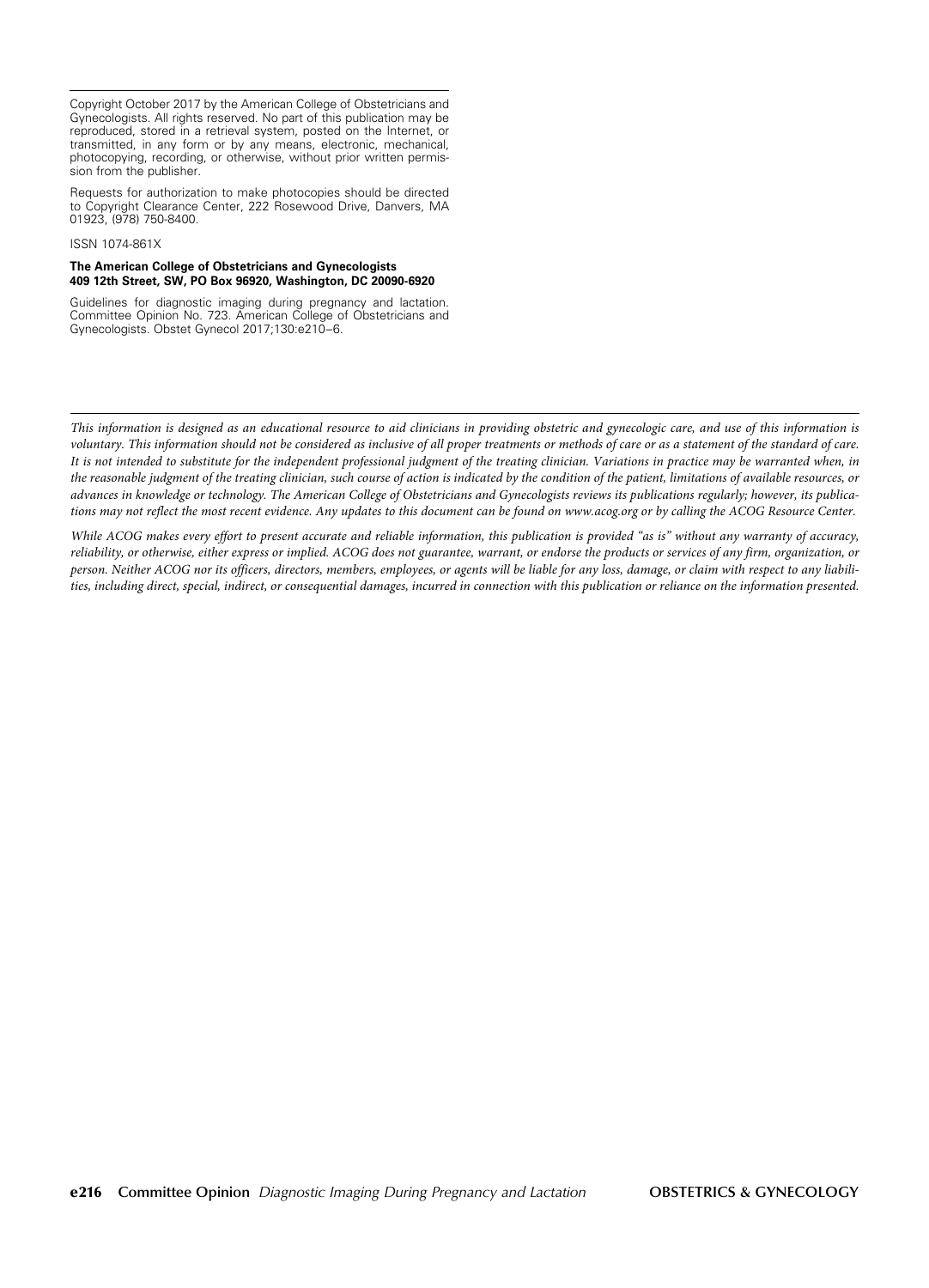Copyright October 2017 by the American College of Obstetricians and Gynecologists. All rights reserved. No part of this publication may be reproduced, stored in a retrieval system, posted on the Internet, or transmitted, in any form or by any means, electronic, mechanical, photocopying, recording, or otherwise, without prior written permission from the publisher.

Requests for authorization to make photocopies should be directed to Copyright Clearance Center, 222 Rosewood Drive, Danvers, MA 01923, (978) 750-8400.

ISSN 1074-861X

**The American College of Obstetricians and Gynecologists**
**409 12th Street, SW, PO Box 96920, Washington, DC 20090-6920**

Guidelines for diagnostic imaging during pregnancy and lactation. Committee Opinion No. 723. American College of Obstetricians and Gynecologists. Obstet Gynecol 2017;130:e210–6.

*This information is designed as an educational resource to aid clinicians in providing obstetric and gynecologic care, and use of this information is voluntary. This information should not be considered as inclusive of all proper treatments or methods of care or as a statement of the standard of care. It is not intended to substitute for the independent professional judgment of the treating clinician. Variations in practice may be warranted when, in the reasonable judgment of the treating clinician, such course of action is indicated by the condition of the patient, limitations of available resources, or advances in knowledge or technology. The American College of Obstetricians and Gynecologists reviews its publications regularly; however, its publications may not reflect the most recent evidence. Any updates to this document can be found on www.acog.org or by calling the ACOG Resource Center.*

*While ACOG makes every effort to present accurate and reliable information, this publication is provided "as is" without any warranty of accuracy, reliability, or otherwise, either express or implied. ACOG does not guarantee, warrant, or endorse the products or services of any firm, organization, or person. Neither ACOG nor its officers, directors, members, employees, or agents will be liable for any loss, damage, or claim with respect to any liabilities, including direct, special, indirect, or consequential damages, incurred in connection with this publication or reliance on the information presented.*